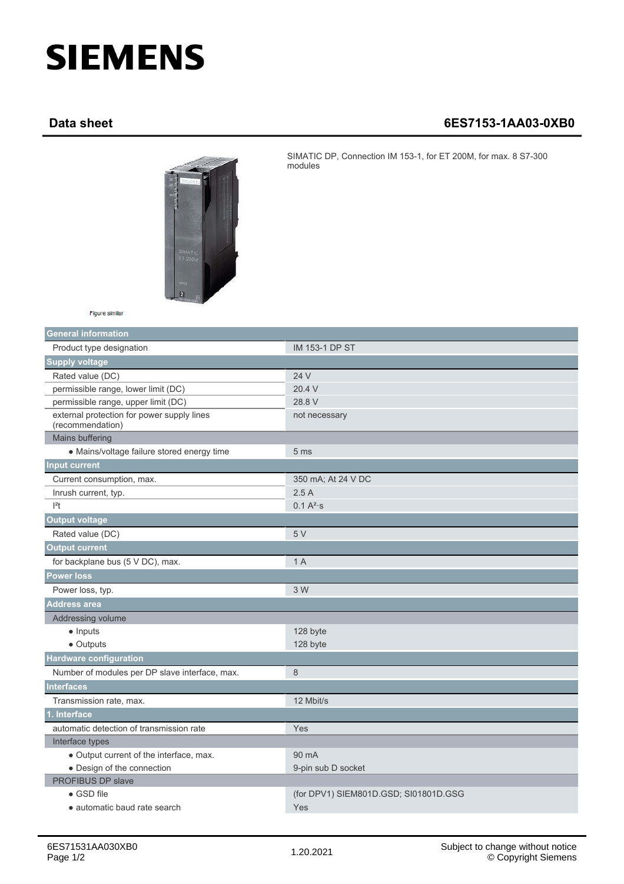# SIEMENS

## Data sheet 6ES7153-1AA03-0XB0

SIMATIC DP, Connection IM 153-1, for ET 200M, for max. 8 S7-300 modules

Figure similar

| General information | |
|---|---|
| Product type designation | IM 153-1 DP ST |
| **Supply voltage** | |
| Rated value (DC) | 24 V |
| permissible range, lower limit (DC) | 20.4 V |
| permissible range, upper limit (DC) | 28.8 V |
| external protection for power supply lines (recommendation) | not necessary |
| Mains buffering | |
| • Mains/voltage failure stored energy time | 5 ms |
| **Input current** | |
| Current consumption, max. | 350 mA; At 24 V DC |
| Inrush current, typ. | 2.5 A |
| $I^2t$ | 0.1 $A^2 \cdot s$ |
| **Output voltage** | |
| Rated value (DC) | 5 V |
| **Output current** | |
| for backplane bus (5 V DC), max. | 1 A |
| **Power loss** | |
| Power loss, typ. | 3 W |
| **Address area** | |
| Addressing volume | |
| • Inputs | 128 byte |
| • Outputs | 128 byte |
| **Hardware configuration** | |
| Number of modules per DP slave interface, max. | 8 |
| **Interfaces** | |
| Transmission rate, max. | 12 Mbit/s |
| **1. Interface** | |
| automatic detection of transmission rate | Yes |
| Interface types | |
| • Output current of the interface, max. | 90 mA |
| • Design of the connection | 9-pin sub D socket |
| PROFIBUS DP slave | |
| • GSD file | (for DPV1) SIEM801D.GSD; SI01801D.GSG |
| • automatic baud rate search | Yes |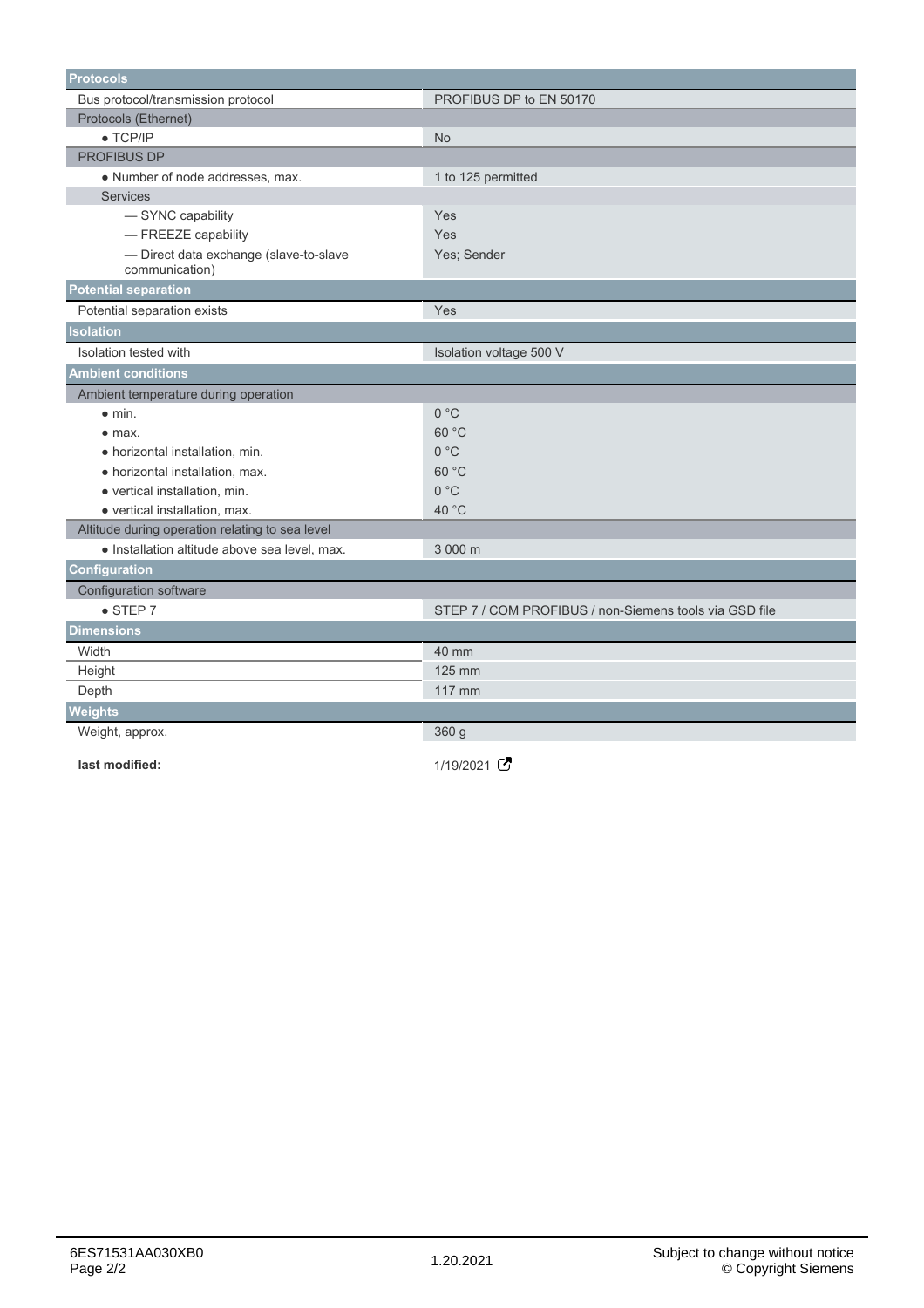| | |
|---|---|
| **Protocols** | |
| Bus protocol/transmission protocol | PROFIBUS DP to EN 50170 |
| Protocols (Ethernet) | |
| • TCP/IP | No |
| PROFIBUS DP | |
| • Number of node addresses, max. | 1 to 125 permitted |
| Services | |
| — SYNC capability | Yes |
| — FREEZE capability | Yes |
| — Direct data exchange (slave-to-slave communication) | Yes; Sender |
| **Potential separation** | |
| Potential separation exists | Yes |
| **Isolation** | |
| Isolation tested with | Isolation voltage 500 V |
| **Ambient conditions** | |
| Ambient temperature during operation | |
| • min. | 0 °C |
| • max. | 60 °C |
| • horizontal installation, min. | 0 °C |
| • horizontal installation, max. | 60 °C |
| • vertical installation, min. | 0 °C |
| • vertical installation, max. | 40 °C |
| Altitude during operation relating to sea level | |
| • Installation altitude above sea level, max. | 3 000 m |
| **Configuration** | |
| Configuration software | |
| • STEP 7 | STEP 7 / COM PROFIBUS / non-Siemens tools via GSD file |
| **Dimensions** | |
| Width | 40 mm |
| Height | 125 mm |
| Depth | 117 mm |
| **Weights** | |
| Weight, approx. | 360 g |

**last modified:** 1/19/2021